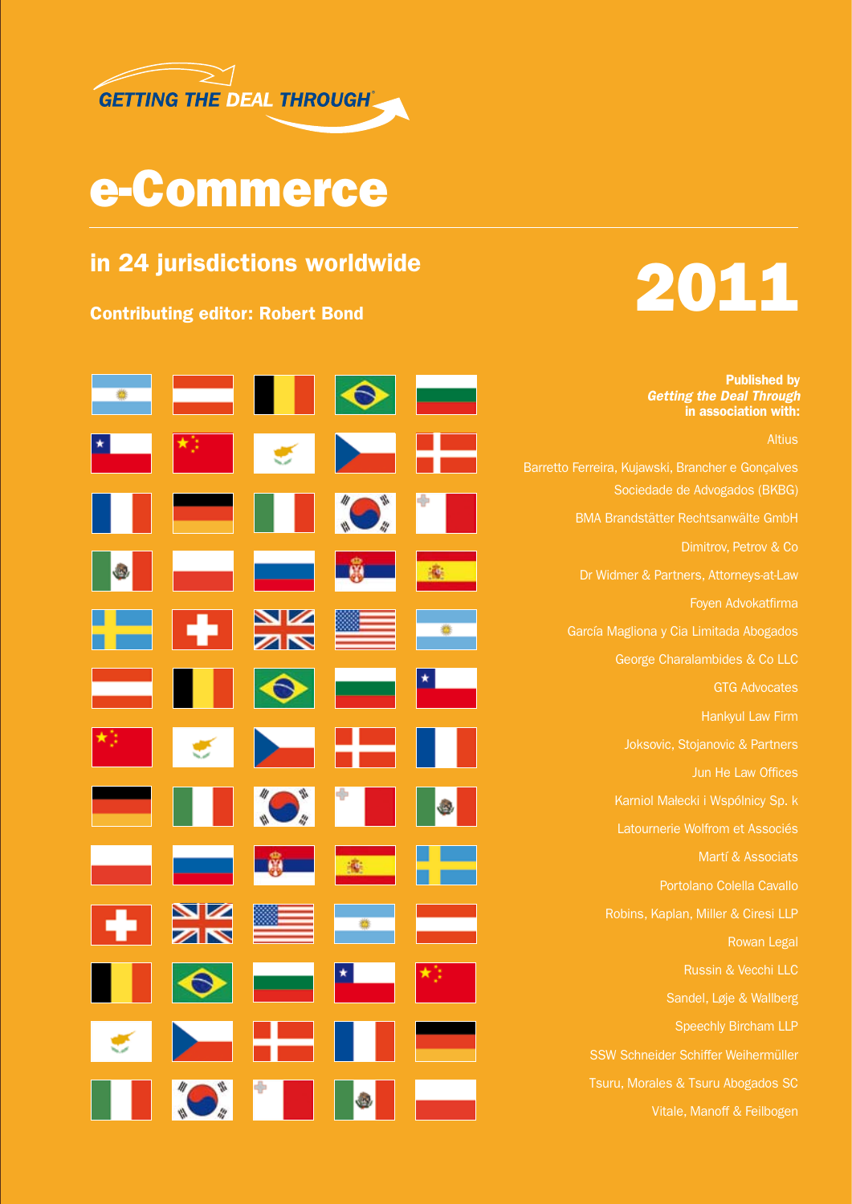GETTING THE DEAL THROUGH®

# e-Commerce

## in 24 jurisdictions worldwide

**Contributing editor: Robert Bond**

# 2011

**Published by**
***Getting the Deal Through***
**in association with:**

Altius

Barretto Ferreira, Kujawski, Brancher e Gonçalves Sociedade de Advogados (BKBG)

BMA Brandstätter Rechtsanwälte GmbH

Dimitrov, Petrov & Co

Dr Widmer & Partners, Attorneys-at-Law

Foyen Advokatfirma

García Magliona y Cia Limitada Abogados

George Charalambides & Co LLC

GTG Advocates

Hankyul Law Firm

Joksovic, Stojanovic & Partners

Jun He Law Offices

Karniol Małecki i Wspólnicy Sp. k

Latournerie Wolfrom et Associés

Martí & Associats

Portolano Colella Cavallo

Robins, Kaplan, Miller & Ciresi LLP

Rowan Legal

Russin & Vecchi LLC

Sandel, Løje & Wallberg

Speechly Bircham LLP

SSW Schneider Schiffer Weihermüller

Tsuru, Morales & Tsuru Abogados SC

Vitale, Manoff & Feilbogen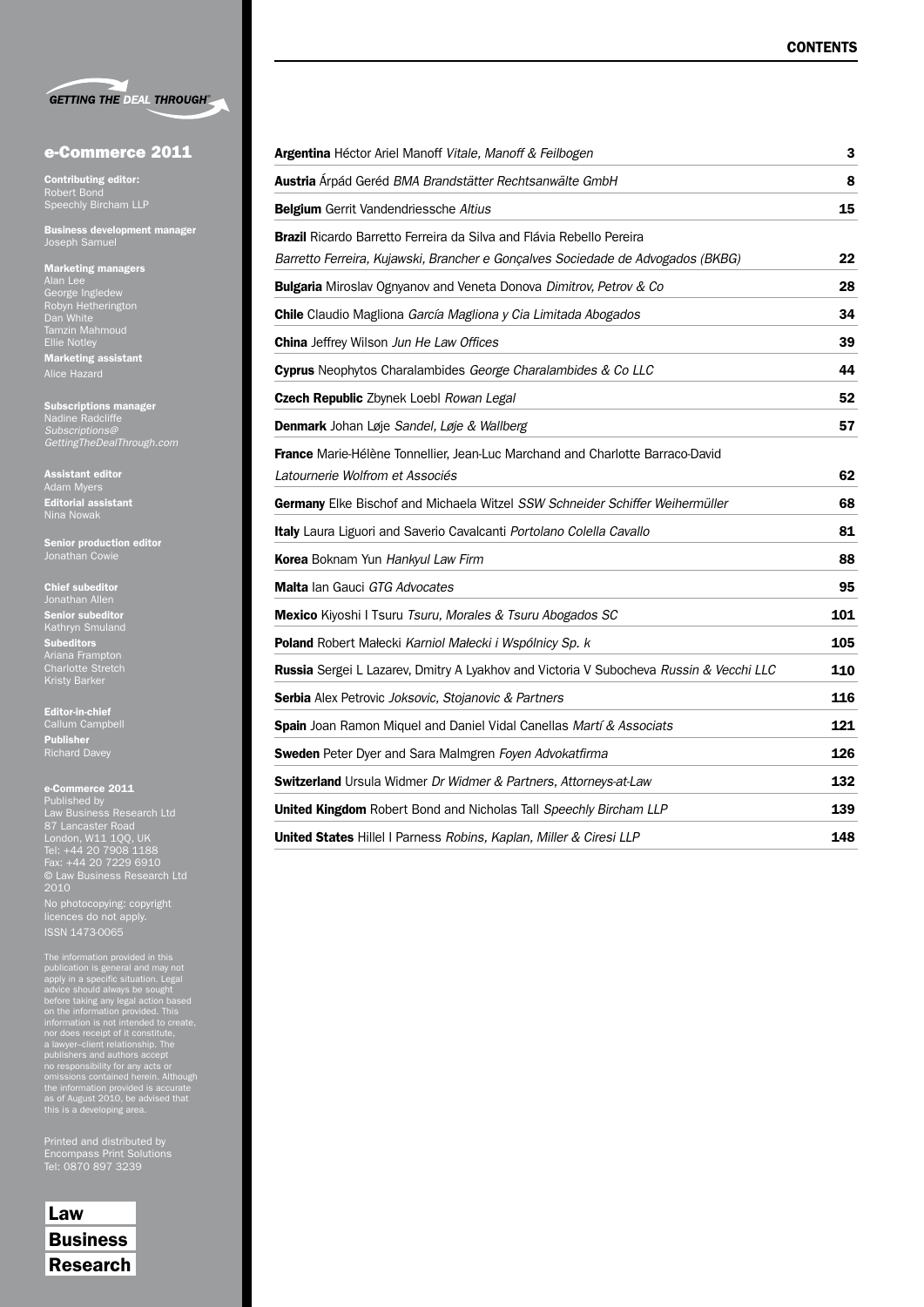# CONTENTS

| | |
|---|---|
| **Argentina** Héctor Ariel Manoff *Vitale, Manoff & Feilbogen* | **3** |
| **Austria** Árpád Geréd *BMA Brandstätter Rechtsanwälte GmbH* | **8** |
| **Belgium** Gerrit Vandendriessche *Altius* | **15** |
| **Brazil** Ricardo Barretto Ferreira da Silva and Flávia Rebello Pereira *Barretto Ferreira, Kujawski, Brancher e Gonçalves Sociedade de Advogados (BKBG)* | **22** |
| **Bulgaria** Miroslav Ognyanov and Veneta Donova *Dimitrov, Petrov & Co* | **28** |
| **Chile** Claudio Magliona *García Magliona y Cia Limitada Abogados* | **34** |
| **China** Jeffrey Wilson *Jun He Law Offices* | **39** |
| **Cyprus** Neophytos Charalambides *George Charalambides & Co LLC* | **44** |
| **Czech Republic** Zbynek Loebl *Rowan Legal* | **52** |
| **Denmark** Johan Løje *Sandel, Løje & Wallberg* | **57** |
| **France** Marie-Hélène Tonnellier, Jean-Luc Marchand and Charlotte Barraco-David *Latournerie Wolfrom et Associés* | **62** |
| **Germany** Elke Bischof and Michaela Witzel *SSW Schneider Schiffer Weihermüller* | **68** |
| **Italy** Laura Liguori and Saverio Cavalcanti *Portolano Colella Cavallo* | **81** |
| **Korea** Boknam Yun *Hankyul Law Firm* | **88** |
| **Malta** Ian Gauci *GTG Advocates* | **95** |
| **Mexico** Kiyoshi I Tsuru *Tsuru, Morales & Tsuru Abogados SC* | **101** |
| **Poland** Robert Małecki *Karniol Małecki i Wspólnicy Sp. k* | **105** |
| **Russia** Sergei L Lazarev, Dmitry A Lyakhov and Victoria V Subocheva *Russin & Vecchi LLC* | **110** |
| **Serbia** Alex Petrovic *Joksovic, Stojanovic & Partners* | **116** |
| **Spain** Joan Ramon Miquel and Daniel Vidal Canellas *Martí & Associats* | **121** |
| **Sweden** Peter Dyer and Sara Malmgren *Foyen Advokatfirma* | **126** |
| **Switzerland** Ursula Widmer *Dr Widmer & Partners, Attorneys-at-Law* | **132** |
| **United Kingdom** Robert Bond and Nicholas Tall *Speechly Bircham LLP* | **139** |
| **United States** Hillel I Parness *Robins, Kaplan, Miller & Ciresi LLP* | **148** |

*GETTING THE DEAL THROUGH*

## e-Commerce 2011

**Contributing editor:**
Robert Bond
Speechly Bircham LLP

**Business development manager**
Joseph Samuel

**Marketing managers**
Alan Lee
George Ingledew
Robyn Hetherington
Dan White
Tamzin Mahmoud
Ellie Notley

**Marketing assistant**
Alice Hazard

**Subscriptions manager**
Nadine Radcliffe
*Subscriptions@GettingTheDealThrough.com*

**Assistant editor**
Adam Myers

**Editorial assistant**
Nina Nowak

**Senior production editor**
Jonathan Cowie

**Chief subeditor**
Jonathan Allen

**Senior subeditor**
Kathryn Smuland

**Subeditors**
Ariana Frampton
Charlotte Stretch
Kristy Barker

**Editor-in-chief**
Callum Campbell

**Publisher**
Richard Davey

**e-Commerce 2011**
Published by
Law Business Research Ltd
87 Lancaster Road
London, W11 1QQ, UK
Tel: +44 20 7908 1188
Fax: +44 20 7229 6910
© Law Business Research Ltd 2010

No photocopying: copyright licences do not apply.

ISSN 1473-0065

The information provided in this publication is general and may not apply in a specific situation. Legal advice should always be sought before taking any legal action based on the information provided. This information is not intended to create, nor does receipt of it constitute, a lawyer–client relationship. The publishers and authors accept no responsibility for any acts or omissions contained herein. Although the information provided is accurate as of August 2010, be advised that this is a developing area.

Printed and distributed by
Encompass Print Solutions
Tel: 0870 897 3239

Law
Business
Research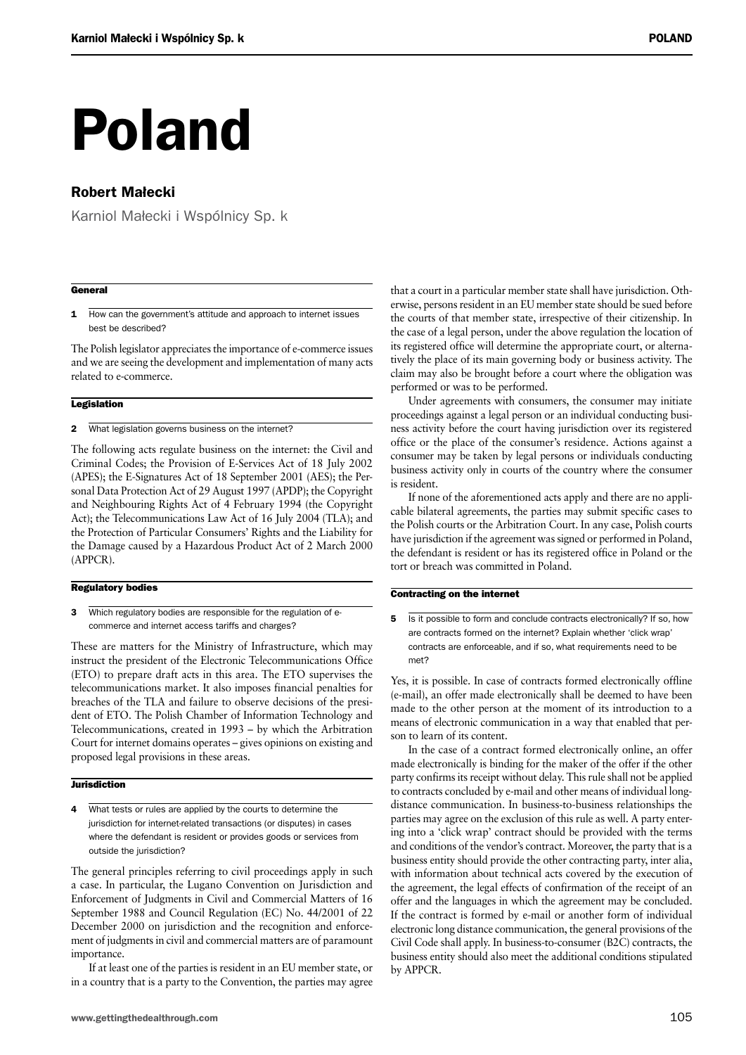# Poland

## Robert Małecki

Karniol Małecki i Wspólnicy Sp. k

### General

**1** How can the government's attitude and approach to internet issues best be described?

The Polish legislator appreciates the importance of e-commerce issues and we are seeing the development and implementation of many acts related to e-commerce.

### Legislation

**2** What legislation governs business on the internet?

The following acts regulate business on the internet: the Civil and Criminal Codes; the Provision of E-Services Act of 18 July 2002 (APES); the E-Signatures Act of 18 September 2001 (AES); the Personal Data Protection Act of 29 August 1997 (APDP); the Copyright and Neighbouring Rights Act of 4 February 1994 (the Copyright Act); the Telecommunications Law Act of 16 July 2004 (TLA); and the Protection of Particular Consumers' Rights and the Liability for the Damage caused by a Hazardous Product Act of 2 March 2000 (APPCR).

### Regulatory bodies

**3** Which regulatory bodies are responsible for the regulation of e-commerce and internet access tariffs and charges?

These are matters for the Ministry of Infrastructure, which may instruct the president of the Electronic Telecommunications Office (ETO) to prepare draft acts in this area. The ETO supervises the telecommunications market. It also imposes financial penalties for breaches of the TLA and failure to observe decisions of the president of ETO. The Polish Chamber of Information Technology and Telecommunications, created in 1993 – by which the Arbitration Court for internet domains operates – gives opinions on existing and proposed legal provisions in these areas.

### Jurisdiction

**4** What tests or rules are applied by the courts to determine the jurisdiction for internet-related transactions (or disputes) in cases where the defendant is resident or provides goods or services from outside the jurisdiction?

The general principles referring to civil proceedings apply in such a case. In particular, the Lugano Convention on Jurisdiction and Enforcement of Judgments in Civil and Commercial Matters of 16 September 1988 and Council Regulation (EC) No. 44/2001 of 22 December 2000 on jurisdiction and the recognition and enforcement of judgments in civil and commercial matters are of paramount importance.

If at least one of the parties is resident in an EU member state, or in a country that is a party to the Convention, the parties may agree that a court in a particular member state shall have jurisdiction. Otherwise, persons resident in an EU member state should be sued before the courts of that member state, irrespective of their citizenship. In the case of a legal person, under the above regulation the location of its registered office will determine the appropriate court, or alternatively the place of its main governing body or business activity. The claim may also be brought before a court where the obligation was performed or was to be performed.

Under agreements with consumers, the consumer may initiate proceedings against a legal person or an individual conducting business activity before the court having jurisdiction over its registered office or the place of the consumer's residence. Actions against a consumer may be taken by legal persons or individuals conducting business activity only in courts of the country where the consumer is resident.

If none of the aforementioned acts apply and there are no applicable bilateral agreements, the parties may submit specific cases to the Polish courts or the Arbitration Court. In any case, Polish courts have jurisdiction if the agreement was signed or performed in Poland, the defendant is resident or has its registered office in Poland or the tort or breach was committed in Poland.

### Contracting on the internet

**5** Is it possible to form and conclude contracts electronically? If so, how are contracts formed on the internet? Explain whether 'click wrap' contracts are enforceable, and if so, what requirements need to be met?

Yes, it is possible. In case of contracts formed electronically offline (e-mail), an offer made electronically shall be deemed to have been made to the other person at the moment of its introduction to a means of electronic communication in a way that enabled that person to learn of its content.

In the case of a contract formed electronically online, an offer made electronically is binding for the maker of the offer if the other party confirms its receipt without delay. This rule shall not be applied to contracts concluded by e-mail and other means of individual long-distance communication. In business-to-business relationships the parties may agree on the exclusion of this rule as well. A party entering into a 'click wrap' contract should be provided with the terms and conditions of the vendor's contract. Moreover, the party that is a business entity should provide the other contracting party, inter alia, with information about technical acts covered by the execution of the agreement, the legal effects of confirmation of the receipt of an offer and the languages in which the agreement may be concluded. If the contract is formed by e-mail or another form of individual electronic long distance communication, the general provisions of the Civil Code shall apply. In business-to-consumer (B2C) contracts, the business entity should also meet the additional conditions stipulated by APPCR.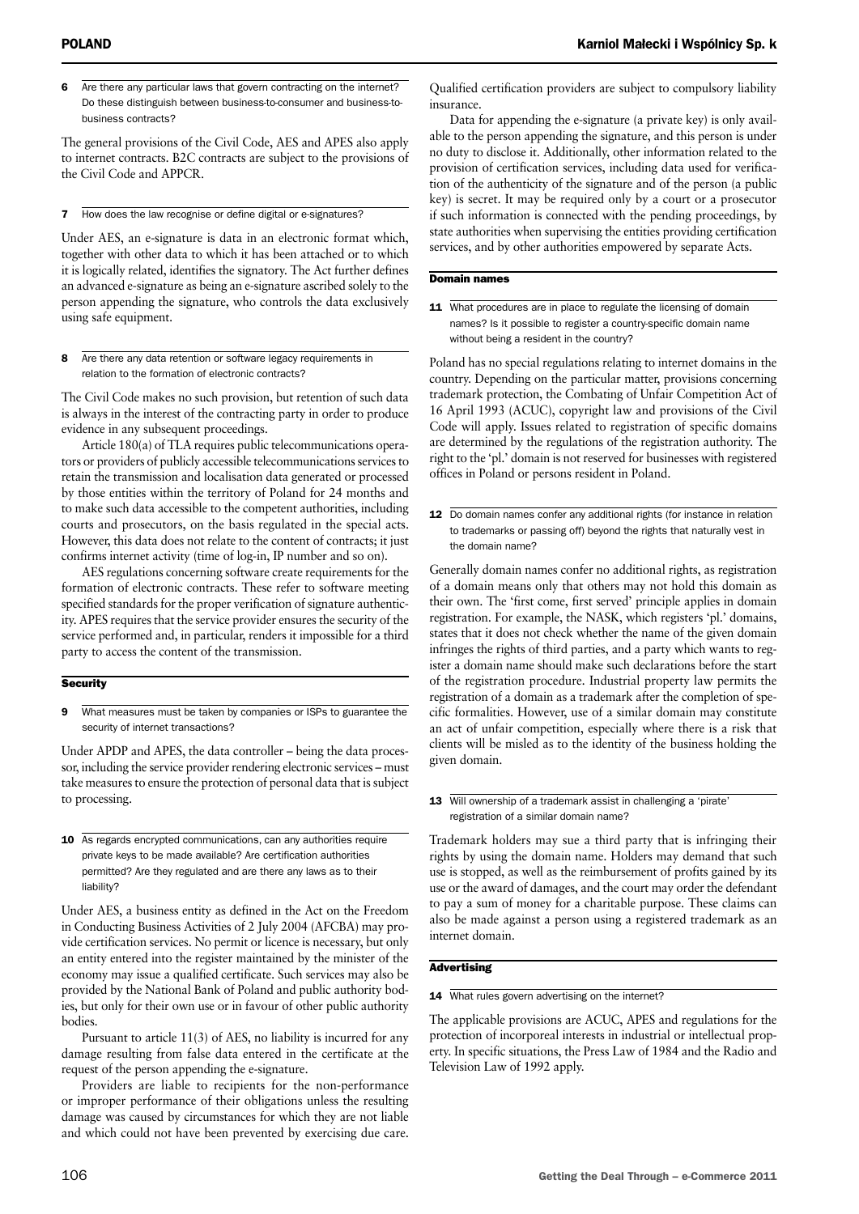**6 Are there any particular laws that govern contracting on the internet? Do these distinguish between business-to-consumer and business-to-business contracts?**

The general provisions of the Civil Code, AES and APES also apply to internet contracts. B2C contracts are subject to the provisions of the Civil Code and APPCR.

**7 How does the law recognise or define digital or e-signatures?**

Under AES, an e-signature is data in an electronic format which, together with other data to which it has been attached or to which it is logically related, identifies the signatory. The Act further defines an advanced e-signature as being an e-signature ascribed solely to the person appending the signature, who controls the data exclusively using safe equipment.

**8 Are there any data retention or software legacy requirements in relation to the formation of electronic contracts?**

The Civil Code makes no such provision, but retention of such data is always in the interest of the contracting party in order to produce evidence in any subsequent proceedings.

Article 180(a) of TLA requires public telecommunications operators or providers of publicly accessible telecommunications services to retain the transmission and localisation data generated or processed by those entities within the territory of Poland for 24 months and to make such data accessible to the competent authorities, including courts and prosecutors, on the basis regulated in the special acts. However, this data does not relate to the content of contracts; it just confirms internet activity (time of log-in, IP number and so on).

AES regulations concerning software create requirements for the formation of electronic contracts. These refer to software meeting specified standards for the proper verification of signature authenticity. APES requires that the service provider ensures the security of the service performed and, in particular, renders it impossible for a third party to access the content of the transmission.

## Security

**9 What measures must be taken by companies or ISPs to guarantee the security of internet transactions?**

Under APDP and APES, the data controller – being the data processor, including the service provider rendering electronic services – must take measures to ensure the protection of personal data that is subject to processing.

**10 As regards encrypted communications, can any authorities require private keys to be made available? Are certification authorities permitted? Are they regulated and are there any laws as to their liability?**

Under AES, a business entity as defined in the Act on the Freedom in Conducting Business Activities of 2 July 2004 (AFCBA) may provide certification services. No permit or licence is necessary, but only an entity entered into the register maintained by the minister of the economy may issue a qualified certificate. Such services may also be provided by the National Bank of Poland and public authority bodies, but only for their own use or in favour of other public authority bodies.

Pursuant to article 11(3) of AES, no liability is incurred for any damage resulting from false data entered in the certificate at the request of the person appending the e-signature.

Providers are liable to recipients for the non-performance or improper performance of their obligations unless the resulting damage was caused by circumstances for which they are not liable and which could not have been prevented by exercising due care. Qualified certification providers are subject to compulsory liability insurance.

Data for appending the e-signature (a private key) is only available to the person appending the signature, and this person is under no duty to disclose it. Additionally, other information related to the provision of certification services, including data used for verification of the authenticity of the signature and of the person (a public key) is secret. It may be required only by a court or a prosecutor if such information is connected with the pending proceedings, by state authorities when supervising the entities providing certification services, and by other authorities empowered by separate Acts.

## Domain names

**11 What procedures are in place to regulate the licensing of domain names? Is it possible to register a country-specific domain name without being a resident in the country?**

Poland has no special regulations relating to internet domains in the country. Depending on the particular matter, provisions concerning trademark protection, the Combating of Unfair Competition Act of 16 April 1993 (ACUC), copyright law and provisions of the Civil Code will apply. Issues related to registration of specific domains are determined by the regulations of the registration authority. The right to the 'pl.' domain is not reserved for businesses with registered offices in Poland or persons resident in Poland.

**12 Do domain names confer any additional rights (for instance in relation to trademarks or passing off) beyond the rights that naturally vest in the domain name?**

Generally domain names confer no additional rights, as registration of a domain means only that others may not hold this domain as their own. The 'first come, first served' principle applies in domain registration. For example, the NASK, which registers 'pl.' domains, states that it does not check whether the name of the given domain infringes the rights of third parties, and a party which wants to register a domain name should make such declarations before the start of the registration procedure. Industrial property law permits the registration of a domain as a trademark after the completion of specific formalities. However, use of a similar domain may constitute an act of unfair competition, especially where there is a risk that clients will be misled as to the identity of the business holding the given domain.

**13 Will ownership of a trademark assist in challenging a 'pirate' registration of a similar domain name?**

Trademark holders may sue a third party that is infringing their rights by using the domain name. Holders may demand that such use is stopped, as well as the reimbursement of profits gained by its use or the award of damages, and the court may order the defendant to pay a sum of money for a charitable purpose. These claims can also be made against a person using a registered trademark as an internet domain.

## Advertising

**14 What rules govern advertising on the internet?**

The applicable provisions are ACUC, APES and regulations for the protection of incorporeal interests in industrial or intellectual property. In specific situations, the Press Law of 1984 and the Radio and Television Law of 1992 apply.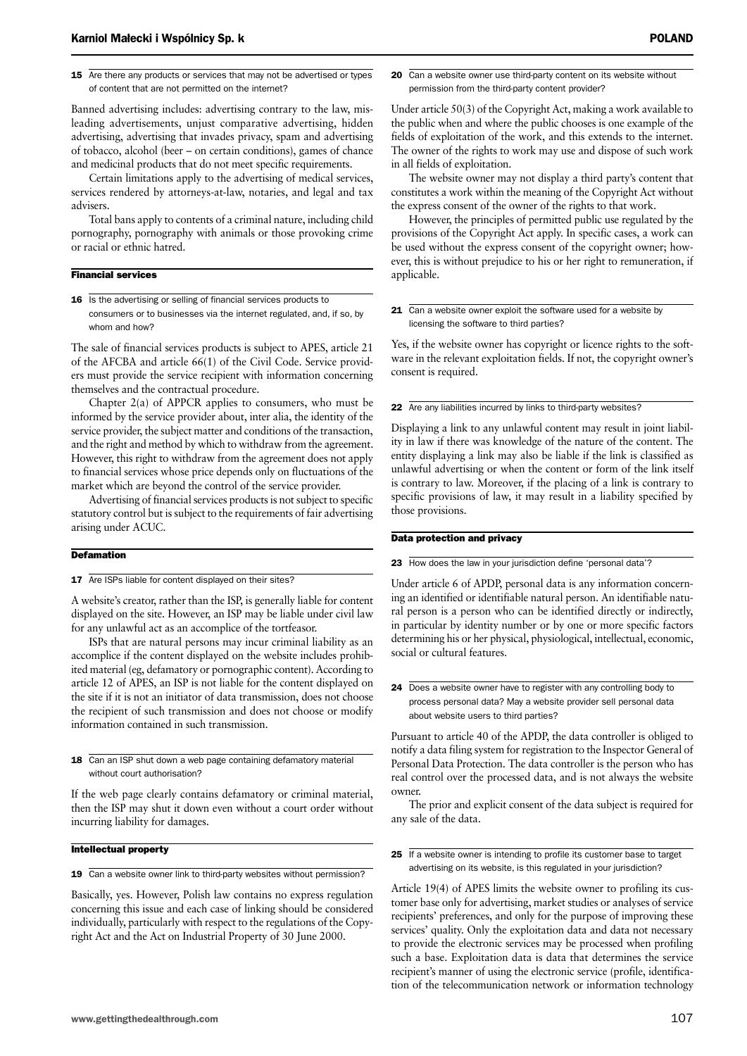**15** Are there any products or services that may not be advertised or types of content that are not permitted on the internet?

Banned advertising includes: advertising contrary to the law, misleading advertisements, unjust comparative advertising, hidden advertising, advertising that invades privacy, spam and advertising of tobacco, alcohol (beer – on certain conditions), games of chance and medicinal products that do not meet specific requirements.

Certain limitations apply to the advertising of medical services, services rendered by attorneys-at-law, notaries, and legal and tax advisers.

Total bans apply to contents of a criminal nature, including child pornography, pornography with animals or those provoking crime or racial or ethnic hatred.

## Financial services

**16** Is the advertising or selling of financial services products to consumers or to businesses via the internet regulated, and, if so, by whom and how?

The sale of financial services products is subject to APES, article 21 of the AFCBA and article 66(1) of the Civil Code. Service providers must provide the service recipient with information concerning themselves and the contractual procedure.

Chapter 2(a) of APPCR applies to consumers, who must be informed by the service provider about, inter alia, the identity of the service provider, the subject matter and conditions of the transaction, and the right and method by which to withdraw from the agreement. However, this right to withdraw from the agreement does not apply to financial services whose price depends only on fluctuations of the market which are beyond the control of the service provider.

Advertising of financial services products is not subject to specific statutory control but is subject to the requirements of fair advertising arising under ACUC.

## Defamation

**17** Are ISPs liable for content displayed on their sites?

A website's creator, rather than the ISP, is generally liable for content displayed on the site. However, an ISP may be liable under civil law for any unlawful act as an accomplice of the tortfeasor.

ISPs that are natural persons may incur criminal liability as an accomplice if the content displayed on the website includes prohibited material (eg, defamatory or pornographic content). According to article 12 of APES, an ISP is not liable for the content displayed on the site if it is not an initiator of data transmission, does not choose the recipient of such transmission and does not choose or modify information contained in such transmission.

**18** Can an ISP shut down a web page containing defamatory material without court authorisation?

If the web page clearly contains defamatory or criminal material, then the ISP may shut it down even without a court order without incurring liability for damages.

## Intellectual property

**19** Can a website owner link to third-party websites without permission?

Basically, yes. However, Polish law contains no express regulation concerning this issue and each case of linking should be considered individually, particularly with respect to the regulations of the Copyright Act and the Act on Industrial Property of 30 June 2000.

**20** Can a website owner use third-party content on its website without permission from the third-party content provider?

Under article 50(3) of the Copyright Act, making a work available to the public when and where the public chooses is one example of the fields of exploitation of the work, and this extends to the internet. The owner of the rights to work may use and dispose of such work in all fields of exploitation.

The website owner may not display a third party's content that constitutes a work within the meaning of the Copyright Act without the express consent of the owner of the rights to that work.

However, the principles of permitted public use regulated by the provisions of the Copyright Act apply. In specific cases, a work can be used without the express consent of the copyright owner; however, this is without prejudice to his or her right to remuneration, if applicable.

**21** Can a website owner exploit the software used for a website by licensing the software to third parties?

Yes, if the website owner has copyright or licence rights to the software in the relevant exploitation fields. If not, the copyright owner's consent is required.

**22** Are any liabilities incurred by links to third-party websites?

Displaying a link to any unlawful content may result in joint liability in law if there was knowledge of the nature of the content. The entity displaying a link may also be liable if the link is classified as unlawful advertising or when the content or form of the link itself is contrary to law. Moreover, if the placing of a link is contrary to specific provisions of law, it may result in a liability specified by those provisions.

## Data protection and privacy

**23** How does the law in your jurisdiction define 'personal data'?

Under article 6 of APDP, personal data is any information concerning an identified or identifiable natural person. An identifiable natural person is a person who can be identified directly or indirectly, in particular by identity number or by one or more specific factors determining his or her physical, physiological, intellectual, economic, social or cultural features.

**24** Does a website owner have to register with any controlling body to process personal data? May a website provider sell personal data about website users to third parties?

Pursuant to article 40 of the APDP, the data controller is obliged to notify a data filing system for registration to the Inspector General of Personal Data Protection. The data controller is the person who has real control over the processed data, and is not always the website owner.

The prior and explicit consent of the data subject is required for any sale of the data.

**25** If a website owner is intending to profile its customer base to target advertising on its website, is this regulated in your jurisdiction?

Article 19(4) of APES limits the website owner to profiling its customer base only for advertising, market studies or analyses of service recipients' preferences, and only for the purpose of improving these services' quality. Only the exploitation data and data not necessary to provide the electronic services may be processed when profiling such a base. Exploitation data is data that determines the service recipient's manner of using the electronic service (profile, identification of the telecommunication network or information technology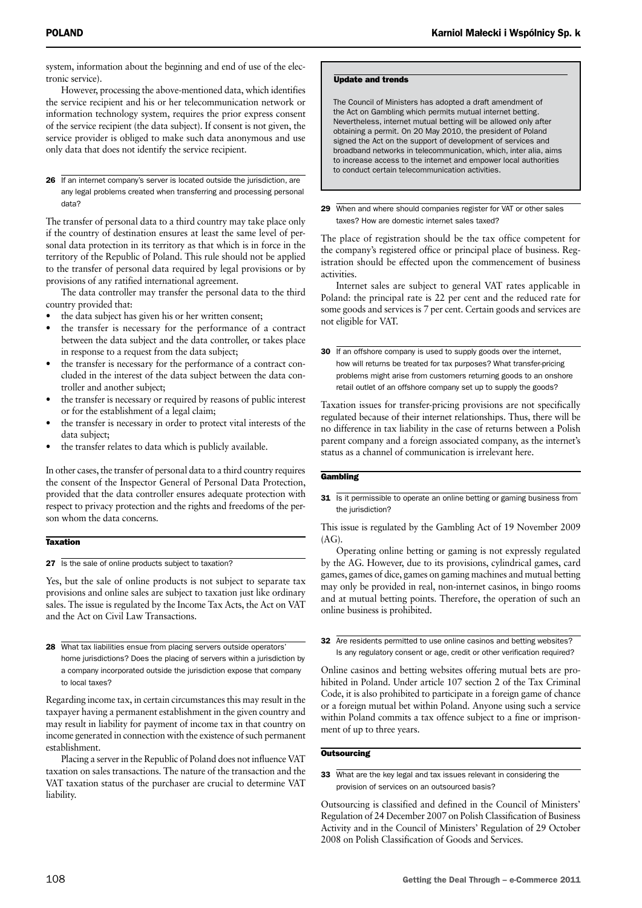system, information about the beginning and end of use of the electronic service).

However, processing the above-mentioned data, which identifies the service recipient and his or her telecommunication network or information technology system, requires the prior express consent of the service recipient (the data subject). If consent is not given, the service provider is obliged to make such data anonymous and use only data that does not identify the service recipient.

**26** If an internet company's server is located outside the jurisdiction, are any legal problems created when transferring and processing personal data?

The transfer of personal data to a third country may take place only if the country of destination ensures at least the same level of personal data protection in its territory as that which is in force in the territory of the Republic of Poland. This rule should not be applied to the transfer of personal data required by legal provisions or by provisions of any ratified international agreement.

The data controller may transfer the personal data to the third country provided that:

- the data subject has given his or her written consent;
- the transfer is necessary for the performance of a contract between the data subject and the data controller, or takes place in response to a request from the data subject;
- the transfer is necessary for the performance of a contract concluded in the interest of the data subject between the data controller and another subject;
- the transfer is necessary or required by reasons of public interest or for the establishment of a legal claim;
- the transfer is necessary in order to protect vital interests of the data subject;
- the transfer relates to data which is publicly available.

In other cases, the transfer of personal data to a third country requires the consent of the Inspector General of Personal Data Protection, provided that the data controller ensures adequate protection with respect to privacy protection and the rights and freedoms of the person whom the data concerns.

## Taxation

**27** Is the sale of online products subject to taxation?

Yes, but the sale of online products is not subject to separate tax provisions and online sales are subject to taxation just like ordinary sales. The issue is regulated by the Income Tax Acts, the Act on VAT and the Act on Civil Law Transactions.

**28** What tax liabilities ensue from placing servers outside operators' home jurisdictions? Does the placing of servers within a jurisdiction by a company incorporated outside the jurisdiction expose that company to local taxes?

Regarding income tax, in certain circumstances this may result in the taxpayer having a permanent establishment in the given country and may result in liability for payment of income tax in that country on income generated in connection with the existence of such permanent establishment.

Placing a server in the Republic of Poland does not influence VAT taxation on sales transactions. The nature of the transaction and the VAT taxation status of the purchaser are crucial to determine VAT liability.

### Update and trends

The Council of Ministers has adopted a draft amendment of the Act on Gambling which permits mutual internet betting. Nevertheless, internet mutual betting will be allowed only after obtaining a permit. On 20 May 2010, the president of Poland signed the Act on the support of development of services and broadband networks in telecommunication, which, inter alia, aims to increase access to the internet and empower local authorities to conduct certain telecommunication activities.

**29** When and where should companies register for VAT or other sales taxes? How are domestic internet sales taxed?

The place of registration should be the tax office competent for the company's registered office or principal place of business. Registration should be effected upon the commencement of business activities.

Internet sales are subject to general VAT rates applicable in Poland: the principal rate is 22 per cent and the reduced rate for some goods and services is 7 per cent. Certain goods and services are not eligible for VAT.

**30** If an offshore company is used to supply goods over the internet, how will returns be treated for tax purposes? What transfer-pricing problems might arise from customers returning goods to an onshore retail outlet of an offshore company set up to supply the goods?

Taxation issues for transfer-pricing provisions are not specifically regulated because of their internet relationships. Thus, there will be no difference in tax liability in the case of returns between a Polish parent company and a foreign associated company, as the internet's status as a channel of communication is irrelevant here.

## Gambling

**31** Is it permissible to operate an online betting or gaming business from the jurisdiction?

This issue is regulated by the Gambling Act of 19 November 2009 (AG).

Operating online betting or gaming is not expressly regulated by the AG. However, due to its provisions, cylindrical games, card games, games of dice, games on gaming machines and mutual betting may only be provided in real, non-internet casinos, in bingo rooms and at mutual betting points. Therefore, the operation of such an online business is prohibited.

**32** Are residents permitted to use online casinos and betting websites? Is any regulatory consent or age, credit or other verification required?

Online casinos and betting websites offering mutual bets are prohibited in Poland. Under article 107 section 2 of the Tax Criminal Code, it is also prohibited to participate in a foreign game of chance or a foreign mutual bet within Poland. Anyone using such a service within Poland commits a tax offence subject to a fine or imprisonment of up to three years.

## Outsourcing

**33** What are the key legal and tax issues relevant in considering the provision of services on an outsourced basis?

Outsourcing is classified and defined in the Council of Ministers' Regulation of 24 December 2007 on Polish Classification of Business Activity and in the Council of Ministers' Regulation of 29 October 2008 on Polish Classification of Goods and Services.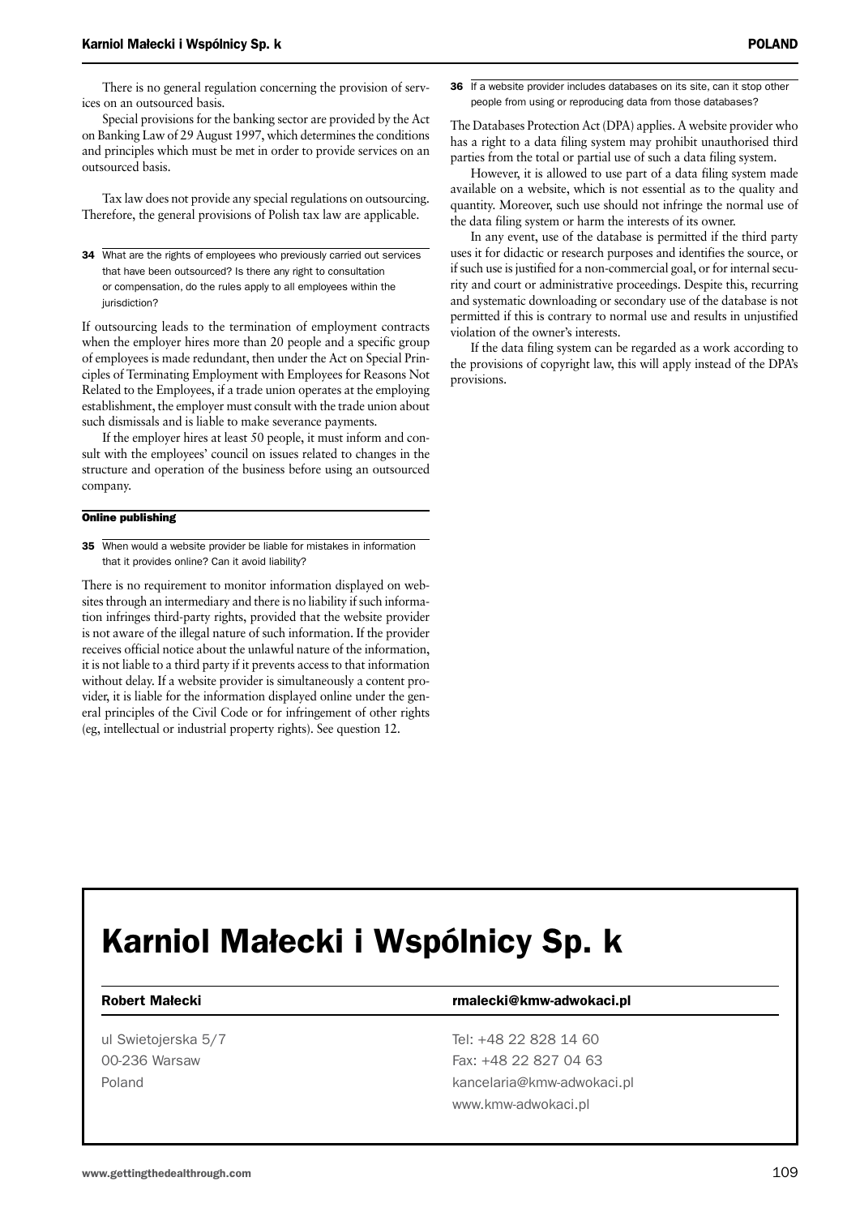There is no general regulation concerning the provision of services on an outsourced basis.

Special provisions for the banking sector are provided by the Act on Banking Law of 29 August 1997, which determines the conditions and principles which must be met in order to provide services on an outsourced basis.

Tax law does not provide any special regulations on outsourcing. Therefore, the general provisions of Polish tax law are applicable.

**34** What are the rights of employees who previously carried out services that have been outsourced? Is there any right to consultation or compensation, do the rules apply to all employees within the jurisdiction?

If outsourcing leads to the termination of employment contracts when the employer hires more than 20 people and a specific group of employees is made redundant, then under the Act on Special Principles of Terminating Employment with Employees for Reasons Not Related to the Employees, if a trade union operates at the employing establishment, the employer must consult with the trade union about such dismissals and is liable to make severance payments.

If the employer hires at least 50 people, it must inform and consult with the employees' council on issues related to changes in the structure and operation of the business before using an outsourced company.

## Online publishing

**35** When would a website provider be liable for mistakes in information that it provides online? Can it avoid liability?

There is no requirement to monitor information displayed on websites through an intermediary and there is no liability if such information infringes third-party rights, provided that the website provider is not aware of the illegal nature of such information. If the provider receives official notice about the unlawful nature of the information, it is not liable to a third party if it prevents access to that information without delay. If a website provider is simultaneously a content provider, it is liable for the information displayed online under the general principles of the Civil Code or for infringement of other rights (eg, intellectual or industrial property rights). See question 12.

**36** If a website provider includes databases on its site, can it stop other people from using or reproducing data from those databases?

The Databases Protection Act (DPA) applies. A website provider who has a right to a data filing system may prohibit unauthorised third parties from the total or partial use of such a data filing system.

However, it is allowed to use part of a data filing system made available on a website, which is not essential as to the quality and quantity. Moreover, such use should not infringe the normal use of the data filing system or harm the interests of its owner.

In any event, use of the database is permitted if the third party uses it for didactic or research purposes and identifies the source, or if such use is justified for a non-commercial goal, or for internal security and court or administrative proceedings. Despite this, recurring and systematic downloading or secondary use of the database is not permitted if this is contrary to normal use and results in unjustified violation of the owner's interests.

If the data filing system can be regarded as a work according to the provisions of copyright law, this will apply instead of the DPA's provisions.

# Karniol Małecki i Wspólnicy Sp. k

| **Robert Małecki** | **rmalecki@kmw-adwokaci.pl** |
|---|---|
| ul Swietojerska 5/7 | Tel: +48 22 828 14 60 |
| 00-236 Warsaw | Fax: +48 22 827 04 63 |
| Poland | kancelaria@kmw-adwokaci.pl |
| | www.kmw-adwokaci.pl |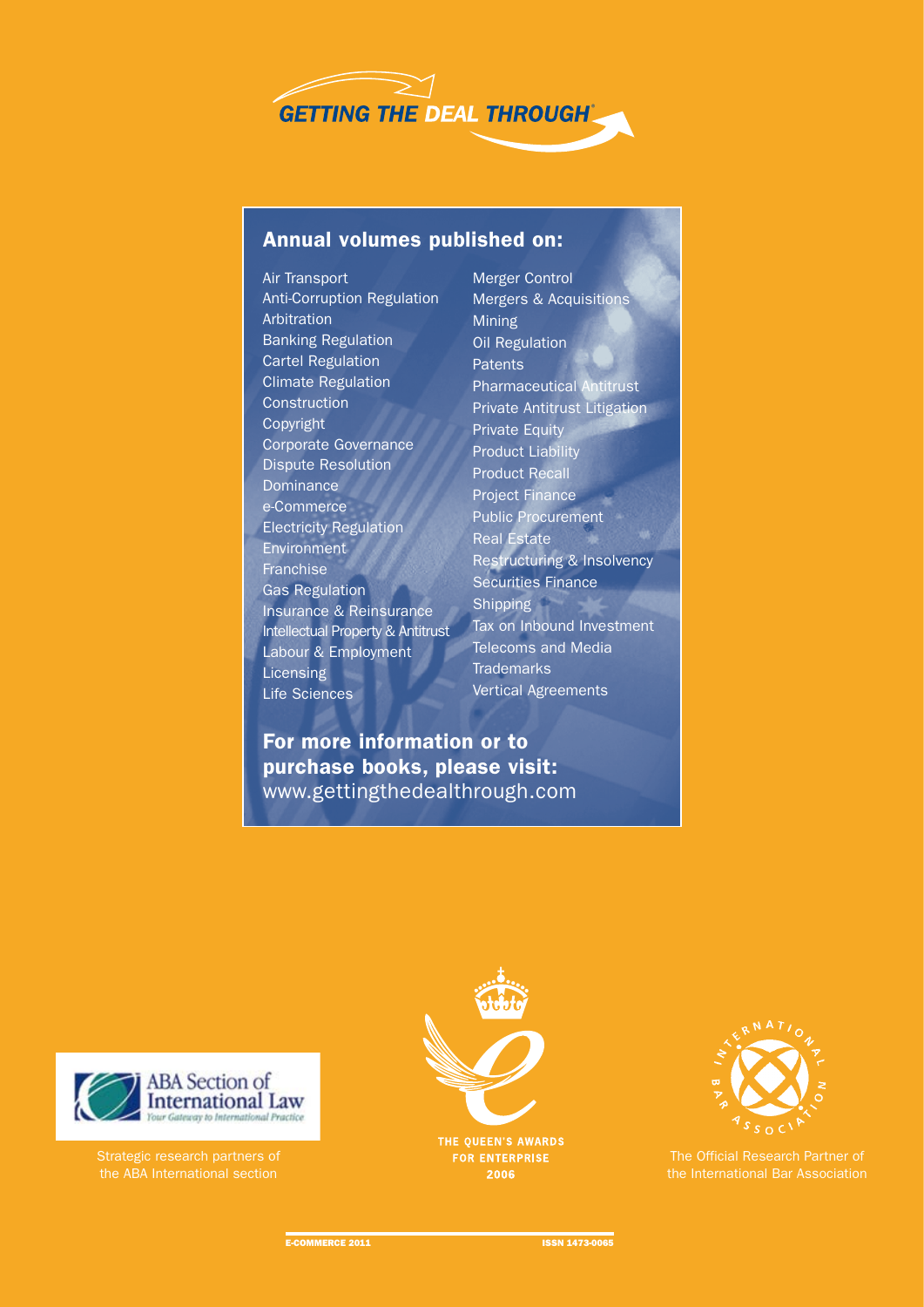GETTING THE DEAL THROUGH®

## Annual volumes published on:

- Air Transport
- Anti-Corruption Regulation
- Arbitration
- Banking Regulation
- Cartel Regulation
- Climate Regulation
- Construction
- Copyright
- Corporate Governance
- Dispute Resolution
- Dominance
- e-Commerce
- Electricity Regulation
- Environment
- Franchise
- Gas Regulation
- Insurance & Reinsurance
- Intellectual Property & Antitrust
- Labour & Employment
- Licensing
- Life Sciences
- Merger Control
- Mergers & Acquisitions
- Mining
- Oil Regulation
- Patents
- Pharmaceutical Antitrust
- Private Antitrust Litigation
- Private Equity
- Product Liability
- Product Recall
- Project Finance
- Public Procurement
- Real Estate
- Restructuring & Insolvency
- Securities Finance
- Shipping
- Tax on Inbound Investment
- Telecoms and Media
- Trademarks
- Vertical Agreements

**For more information or to purchase books, please visit:**
www.gettingthedealthrough.com

ABA Section of International Law
*Your Gateway to International Practice*

Strategic research partners of the ABA International section

THE QUEEN'S AWARDS FOR ENTERPRISE 2006

INTERNATIONAL BAR ASSOCIATION

The Official Research Partner of the International Bar Association

E-COMMERCE 2011 ISSN 1473-0065